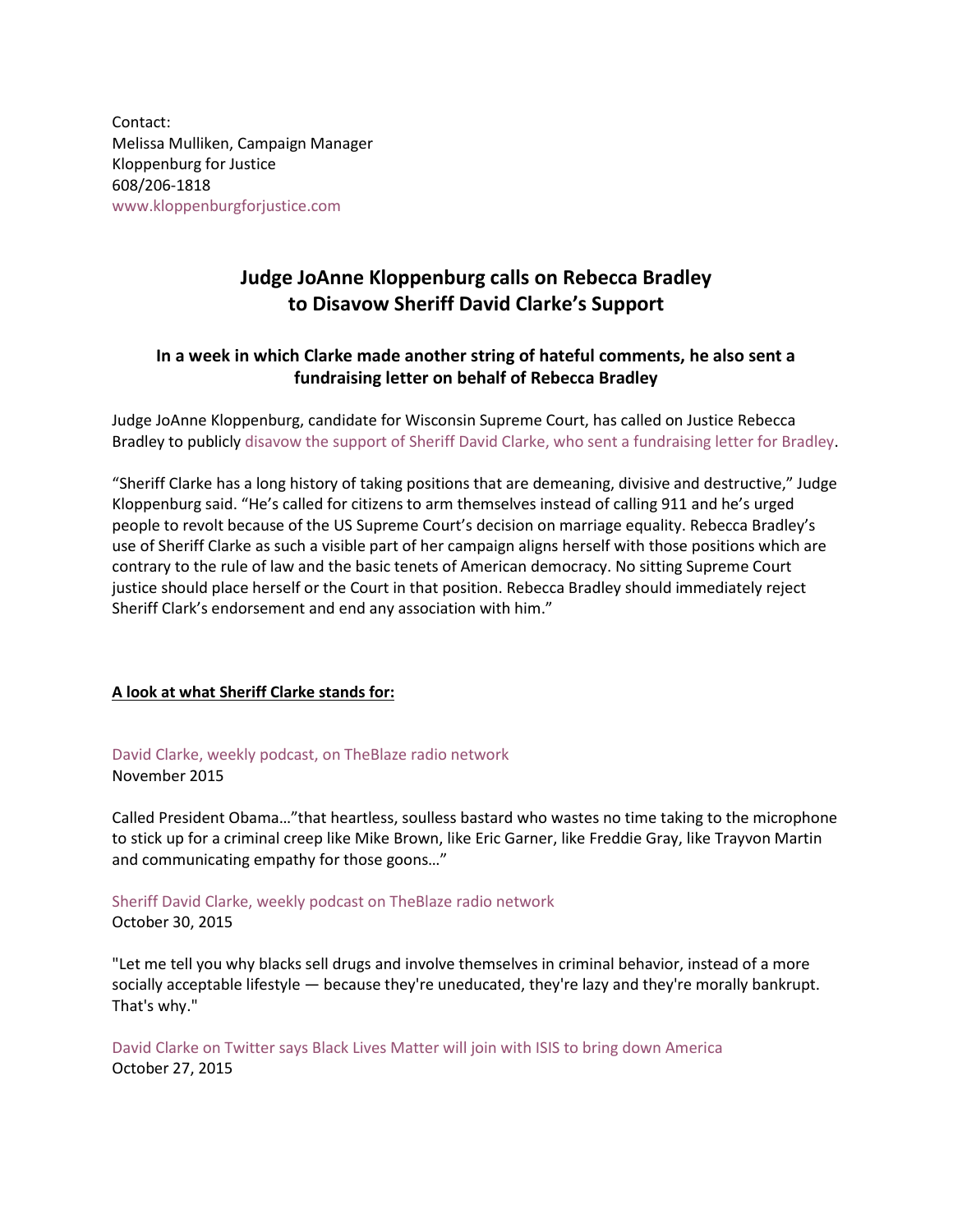Contact:
Melissa Mulliken, Campaign Manager
Kloppenburg for Justice
608/206-1818
www.kloppenburgforjustice.com

## Judge JoAnne Kloppenburg calls on Rebecca Bradley to Disavow Sheriff David Clarke's Support

### In a week in which Clarke made another string of hateful comments, he also sent a fundraising letter on behalf of Rebecca Bradley

Judge JoAnne Kloppenburg, candidate for Wisconsin Supreme Court, has called on Justice Rebecca Bradley to publicly disavow the support of Sheriff David Clarke, who sent a fundraising letter for Bradley.

"Sheriff Clarke has a long history of taking positions that are demeaning, divisive and destructive," Judge Kloppenburg said. "He's called for citizens to arm themselves instead of calling 911 and he's urged people to revolt because of the US Supreme Court's decision on marriage equality. Rebecca Bradley's use of Sheriff Clarke as such a visible part of her campaign aligns herself with those positions which are contrary to the rule of law and the basic tenets of American democracy. No sitting Supreme Court justice should place herself or the Court in that position. Rebecca Bradley should immediately reject Sheriff Clark's endorsement and end any association with him."

**A look at what Sheriff Clarke stands for:**

David Clarke, weekly podcast, on TheBlaze radio network
November 2015

Called President Obama…"that heartless, soulless bastard who wastes no time taking to the microphone to stick up for a criminal creep like Mike Brown, like Eric Garner, like Freddie Gray, like Trayvon Martin and communicating empathy for those goons…"

Sheriff David Clarke, weekly podcast on TheBlaze radio network
October 30, 2015

"Let me tell you why blacks sell drugs and involve themselves in criminal behavior, instead of a more socially acceptable lifestyle — because they're uneducated, they're lazy and they're morally bankrupt. That's why."

David Clarke on Twitter says Black Lives Matter will join with ISIS to bring down America
October 27, 2015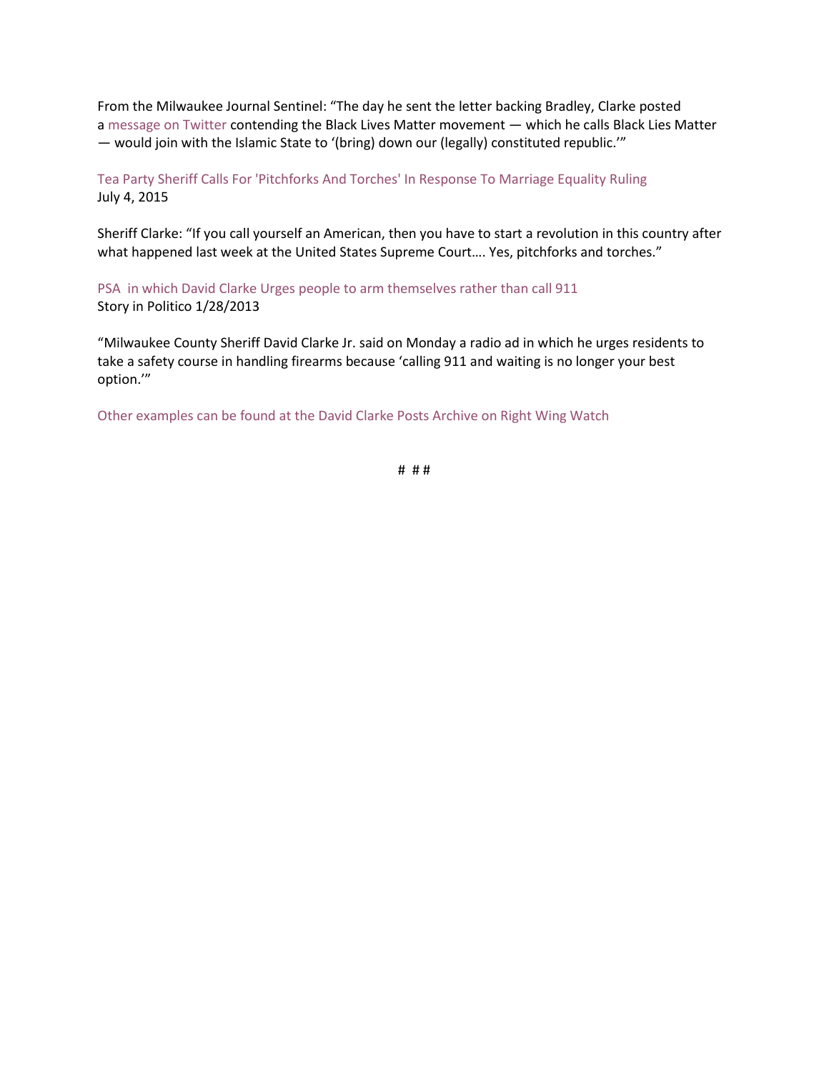From the Milwaukee Journal Sentinel: "The day he sent the letter backing Bradley, Clarke posted a message on Twitter contending the Black Lives Matter movement — which he calls Black Lies Matter — would join with the Islamic State to '(bring) down our (legally) constituted republic.'"

Tea Party Sheriff Calls For 'Pitchforks And Torches' In Response To Marriage Equality Ruling
July 4, 2015

Sheriff Clarke: "If you call yourself an American, then you have to start a revolution in this country after what happened last week at the United States Supreme Court…. Yes, pitchforks and torches."

PSA in which David Clarke Urges people to arm themselves rather than call 911
Story in Politico 1/28/2013

"Milwaukee County Sheriff David Clarke Jr. said on Monday a radio ad in which he urges residents to take a safety course in handling firearms because 'calling 911 and waiting is no longer your best option.'"

Other examples can be found at the David Clarke Posts Archive on Right Wing Watch

# # #